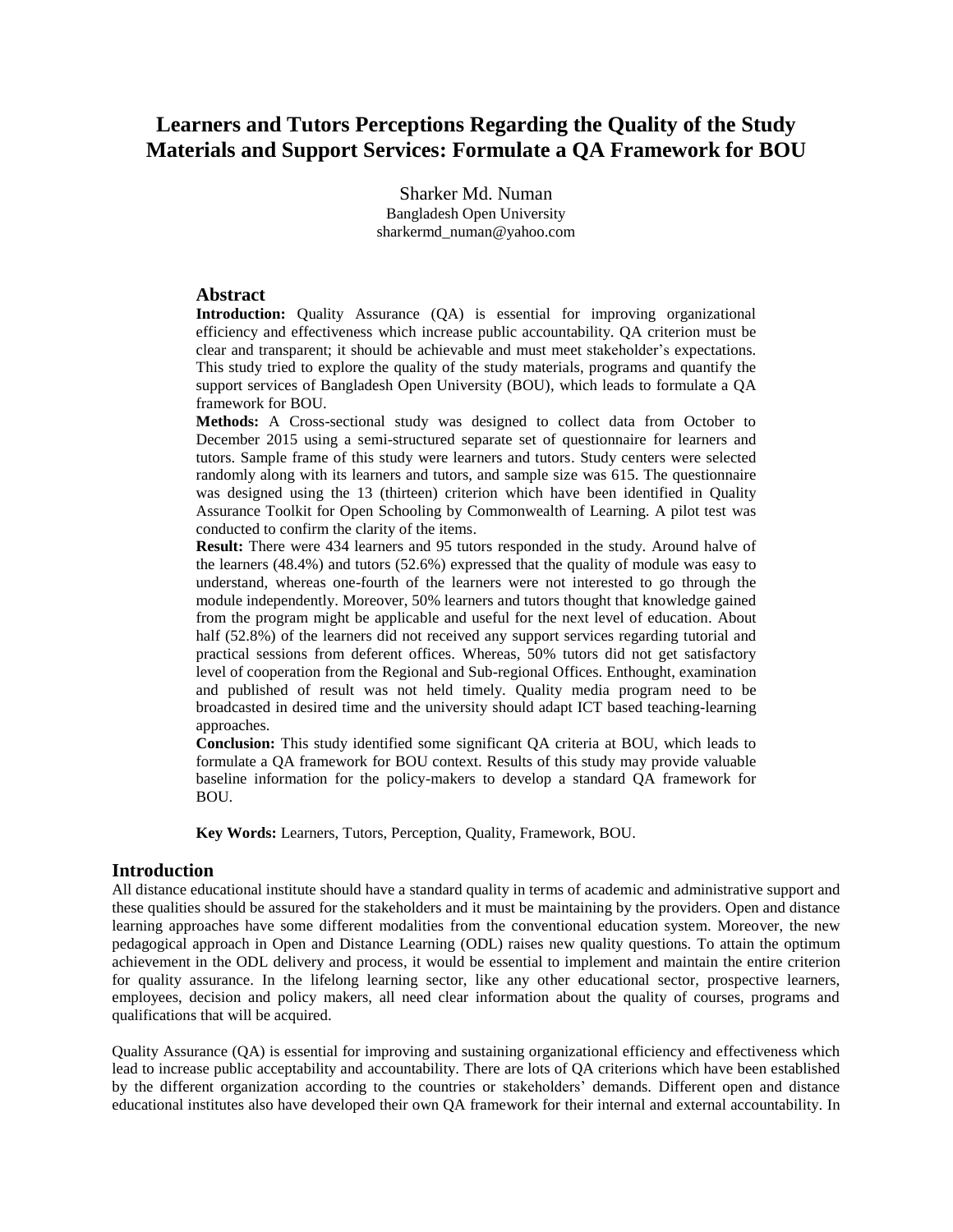# Learners and Tutors Perceptions Regarding the Quality of the Study Materials and Support Services: Formulate a QA Framework for BOU

Sharker Md. Numan
Bangladesh Open University
sharkermd_numan@yahoo.com

## Abstract

**Introduction:** Quality Assurance (QA) is essential for improving organizational efficiency and effectiveness which increase public accountability. QA criterion must be clear and transparent; it should be achievable and must meet stakeholder's expectations. This study tried to explore the quality of the study materials, programs and quantify the support services of Bangladesh Open University (BOU), which leads to formulate a QA framework for BOU.

**Methods:** A Cross-sectional study was designed to collect data from October to December 2015 using a semi-structured separate set of questionnaire for learners and tutors. Sample frame of this study were learners and tutors. Study centers were selected randomly along with its learners and tutors, and sample size was 615. The questionnaire was designed using the 13 (thirteen) criterion which have been identified in Quality Assurance Toolkit for Open Schooling by Commonwealth of Learning. A pilot test was conducted to confirm the clarity of the items.

**Result:** There were 434 learners and 95 tutors responded in the study. Around halve of the learners (48.4%) and tutors (52.6%) expressed that the quality of module was easy to understand, whereas one-fourth of the learners were not interested to go through the module independently. Moreover, 50% learners and tutors thought that knowledge gained from the program might be applicable and useful for the next level of education. About half (52.8%) of the learners did not received any support services regarding tutorial and practical sessions from deferent offices. Whereas, 50% tutors did not get satisfactory level of cooperation from the Regional and Sub-regional Offices. Enthought, examination and published of result was not held timely. Quality media program need to be broadcasted in desired time and the university should adapt ICT based teaching-learning approaches.

**Conclusion:** This study identified some significant QA criteria at BOU, which leads to formulate a QA framework for BOU context. Results of this study may provide valuable baseline information for the policy-makers to develop a standard QA framework for BOU.

**Key Words:** Learners, Tutors, Perception, Quality, Framework, BOU.

## Introduction

All distance educational institute should have a standard quality in terms of academic and administrative support and these qualities should be assured for the stakeholders and it must be maintaining by the providers. Open and distance learning approaches have some different modalities from the conventional education system. Moreover, the new pedagogical approach in Open and Distance Learning (ODL) raises new quality questions. To attain the optimum achievement in the ODL delivery and process, it would be essential to implement and maintain the entire criterion for quality assurance. In the lifelong learning sector, like any other educational sector, prospective learners, employees, decision and policy makers, all need clear information about the quality of courses, programs and qualifications that will be acquired.

Quality Assurance (QA) is essential for improving and sustaining organizational efficiency and effectiveness which lead to increase public acceptability and accountability. There are lots of QA criterions which have been established by the different organization according to the countries or stakeholders' demands. Different open and distance educational institutes also have developed their own QA framework for their internal and external accountability. In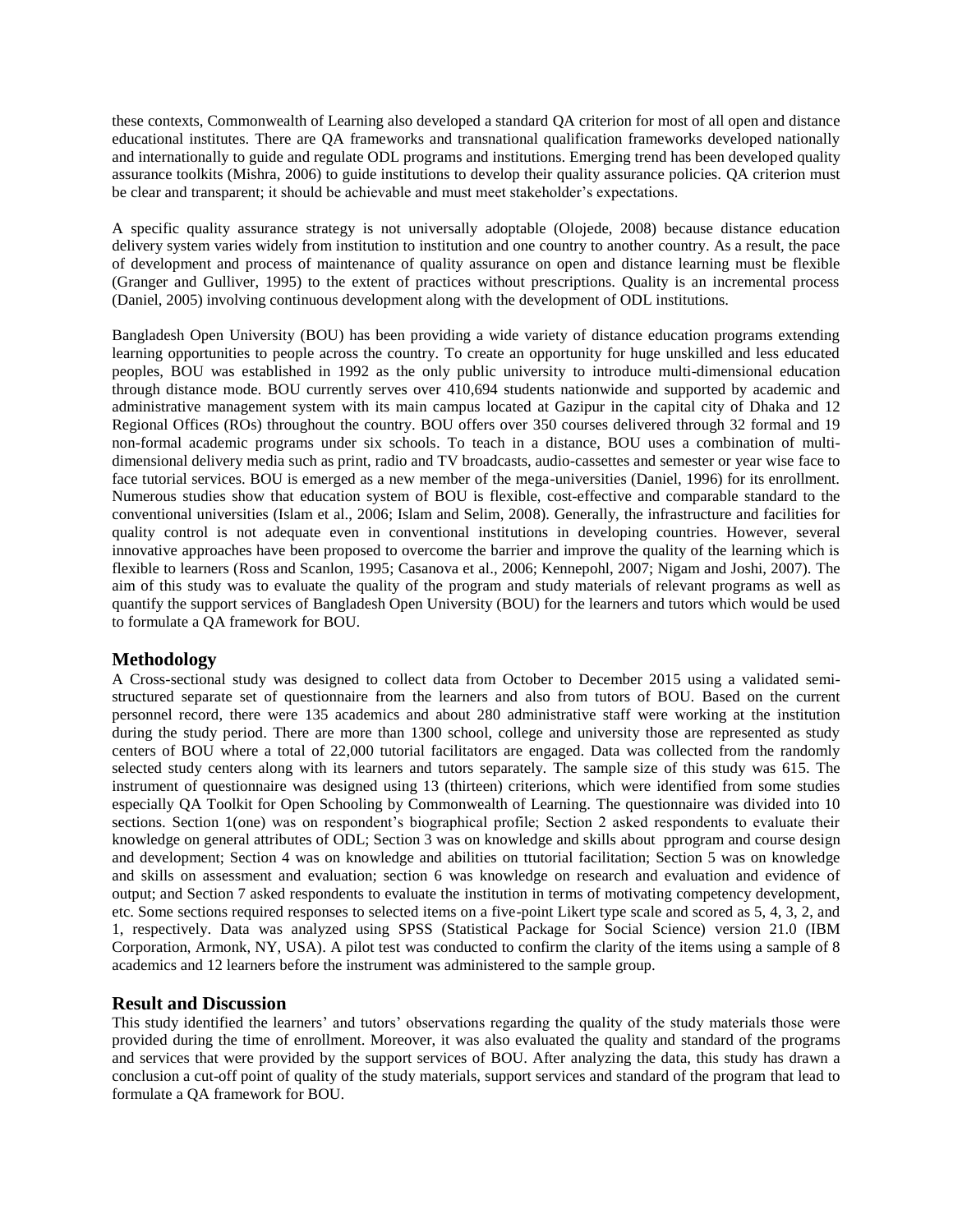these contexts, Commonwealth of Learning also developed a standard QA criterion for most of all open and distance educational institutes. There are QA frameworks and transnational qualification frameworks developed nationally and internationally to guide and regulate ODL programs and institutions. Emerging trend has been developed quality assurance toolkits (Mishra, 2006) to guide institutions to develop their quality assurance policies. QA criterion must be clear and transparent; it should be achievable and must meet stakeholder's expectations.

A specific quality assurance strategy is not universally adoptable (Olojede, 2008) because distance education delivery system varies widely from institution to institution and one country to another country. As a result, the pace of development and process of maintenance of quality assurance on open and distance learning must be flexible (Granger and Gulliver, 1995) to the extent of practices without prescriptions. Quality is an incremental process (Daniel, 2005) involving continuous development along with the development of ODL institutions.

Bangladesh Open University (BOU) has been providing a wide variety of distance education programs extending learning opportunities to people across the country. To create an opportunity for huge unskilled and less educated peoples, BOU was established in 1992 as the only public university to introduce multi-dimensional education through distance mode. BOU currently serves over 410,694 students nationwide and supported by academic and administrative management system with its main campus located at Gazipur in the capital city of Dhaka and 12 Regional Offices (ROs) throughout the country. BOU offers over 350 courses delivered through 32 formal and 19 non-formal academic programs under six schools. To teach in a distance, BOU uses a combination of multi-dimensional delivery media such as print, radio and TV broadcasts, audio-cassettes and semester or year wise face to face tutorial services. BOU is emerged as a new member of the mega-universities (Daniel, 1996) for its enrollment. Numerous studies show that education system of BOU is flexible, cost-effective and comparable standard to the conventional universities (Islam et al., 2006; Islam and Selim, 2008). Generally, the infrastructure and facilities for quality control is not adequate even in conventional institutions in developing countries. However, several innovative approaches have been proposed to overcome the barrier and improve the quality of the learning which is flexible to learners (Ross and Scanlon, 1995; Casanova et al., 2006; Kennepohl, 2007; Nigam and Joshi, 2007). The aim of this study was to evaluate the quality of the program and study materials of relevant programs as well as quantify the support services of Bangladesh Open University (BOU) for the learners and tutors which would be used to formulate a QA framework for BOU.

## Methodology

A Cross-sectional study was designed to collect data from October to December 2015 using a validated semi-structured separate set of questionnaire from the learners and also from tutors of BOU. Based on the current personnel record, there were 135 academics and about 280 administrative staff were working at the institution during the study period. There are more than 1300 school, college and university those are represented as study centers of BOU where a total of 22,000 tutorial facilitators are engaged. Data was collected from the randomly selected study centers along with its learners and tutors separately. The sample size of this study was 615. The instrument of questionnaire was designed using 13 (thirteen) criterions, which were identified from some studies especially QA Toolkit for Open Schooling by Commonwealth of Learning. The questionnaire was divided into 10 sections. Section 1(one) was on respondent's biographical profile; Section 2 asked respondents to evaluate their knowledge on general attributes of ODL; Section 3 was on knowledge and skills about pprogram and course design and development; Section 4 was on knowledge and abilities on ttutorial facilitation; Section 5 was on knowledge and skills on assessment and evaluation; section 6 was knowledge on research and evaluation and evidence of output; and Section 7 asked respondents to evaluate the institution in terms of motivating competency development, etc. Some sections required responses to selected items on a five-point Likert type scale and scored as 5, 4, 3, 2, and 1, respectively. Data was analyzed using SPSS (Statistical Package for Social Science) version 21.0 (IBM Corporation, Armonk, NY, USA). A pilot test was conducted to confirm the clarity of the items using a sample of 8 academics and 12 learners before the instrument was administered to the sample group.

## Result and Discussion

This study identified the learners' and tutors' observations regarding the quality of the study materials those were provided during the time of enrollment. Moreover, it was also evaluated the quality and standard of the programs and services that were provided by the support services of BOU. After analyzing the data, this study has drawn a conclusion a cut-off point of quality of the study materials, support services and standard of the program that lead to formulate a QA framework for BOU.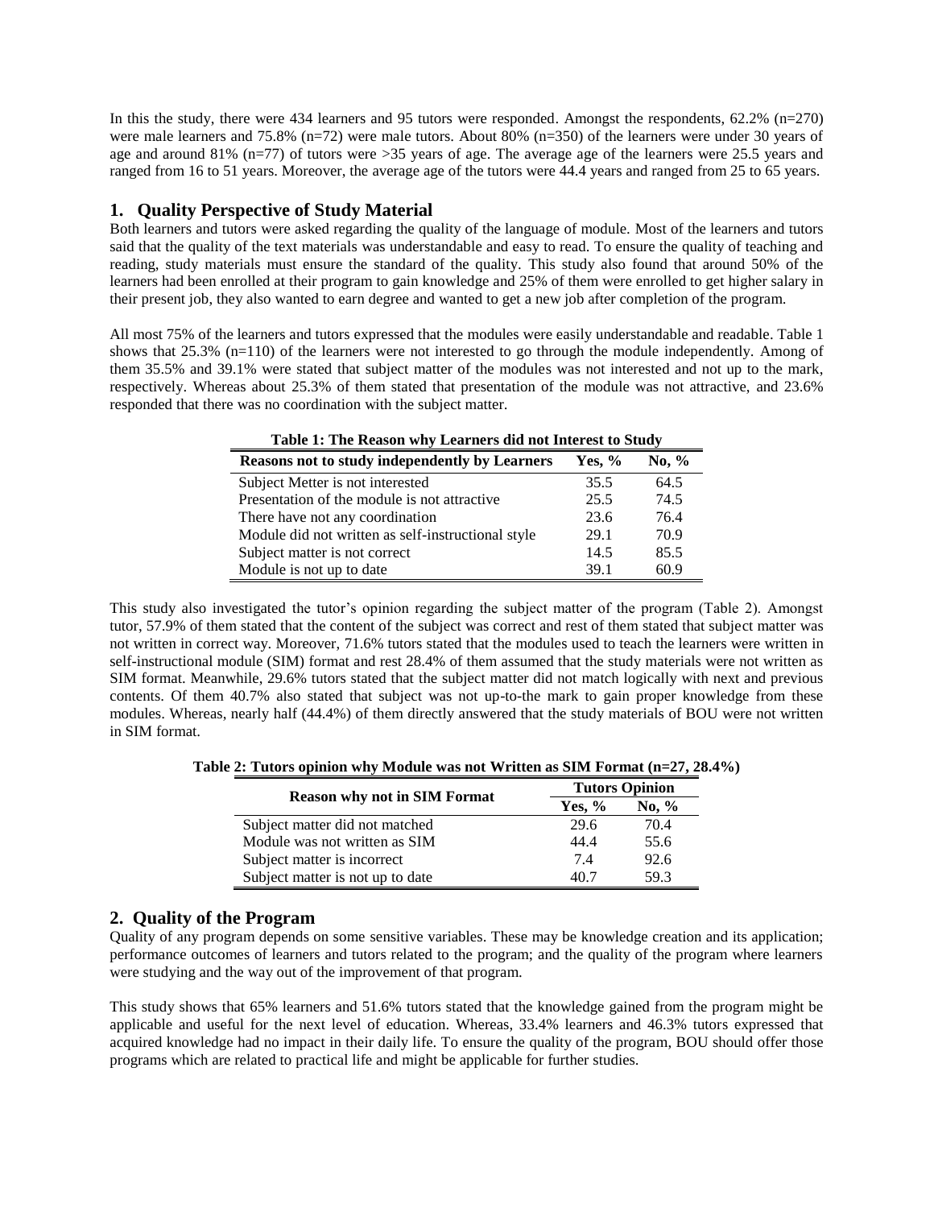In this the study, there were 434 learners and 95 tutors were responded. Amongst the respondents, 62.2% (n=270) were male learners and 75.8% (n=72) were male tutors. About 80% (n=350) of the learners were under 30 years of age and around 81% (n=77) of tutors were >35 years of age. The average age of the learners were 25.5 years and ranged from 16 to 51 years. Moreover, the average age of the tutors were 44.4 years and ranged from 25 to 65 years.

## 1. Quality Perspective of Study Material

Both learners and tutors were asked regarding the quality of the language of module. Most of the learners and tutors said that the quality of the text materials was understandable and easy to read. To ensure the quality of teaching and reading, study materials must ensure the standard of the quality. This study also found that around 50% of the learners had been enrolled at their program to gain knowledge and 25% of them were enrolled to get higher salary in their present job, they also wanted to earn degree and wanted to get a new job after completion of the program.

All most 75% of the learners and tutors expressed that the modules were easily understandable and readable. Table 1 shows that 25.3% (n=110) of the learners were not interested to go through the module independently. Among of them 35.5% and 39.1% were stated that subject matter of the modules was not interested and not up to the mark, respectively. Whereas about 25.3% of them stated that presentation of the module was not attractive, and 23.6% responded that there was no coordination with the subject matter.

**Table 1: The Reason why Learners did not Interest to Study**

| Reasons not to study independently by Learners | Yes, % | No, % |
|---|---|---|
| Subject Metter is not interested | 35.5 | 64.5 |
| Presentation of the module is not attractive | 25.5 | 74.5 |
| There have not any coordination | 23.6 | 76.4 |
| Module did not written as self-instructional style | 29.1 | 70.9 |
| Subject matter is not correct | 14.5 | 85.5 |
| Module is not up to date | 39.1 | 60.9 |

This study also investigated the tutor's opinion regarding the subject matter of the program (Table 2). Amongst tutor, 57.9% of them stated that the content of the subject was correct and rest of them stated that subject matter was not written in correct way. Moreover, 71.6% tutors stated that the modules used to teach the learners were written in self-instructional module (SIM) format and rest 28.4% of them assumed that the study materials were not written as SIM format. Meanwhile, 29.6% tutors stated that the subject matter did not match logically with next and previous contents. Of them 40.7% also stated that subject was not up-to-the mark to gain proper knowledge from these modules. Whereas, nearly half (44.4%) of them directly answered that the study materials of BOU were not written in SIM format.

**Table 2: Tutors opinion why Module was not Written as SIM Format (n=27, 28.4%)**

| Reason why not in SIM Format | Tutors Opinion | |
|---|---|---|
| | Yes, % | No, % |
| Subject matter did not matched | 29.6 | 70.4 |
| Module was not written as SIM | 44.4 | 55.6 |
| Subject matter is incorrect | 7.4 | 92.6 |
| Subject matter is not up to date | 40.7 | 59.3 |

## 2. Quality of the Program

Quality of any program depends on some sensitive variables. These may be knowledge creation and its application; performance outcomes of learners and tutors related to the program; and the quality of the program where learners were studying and the way out of the improvement of that program.

This study shows that 65% learners and 51.6% tutors stated that the knowledge gained from the program might be applicable and useful for the next level of education. Whereas, 33.4% learners and 46.3% tutors expressed that acquired knowledge had no impact in their daily life. To ensure the quality of the program, BOU should offer those programs which are related to practical life and might be applicable for further studies.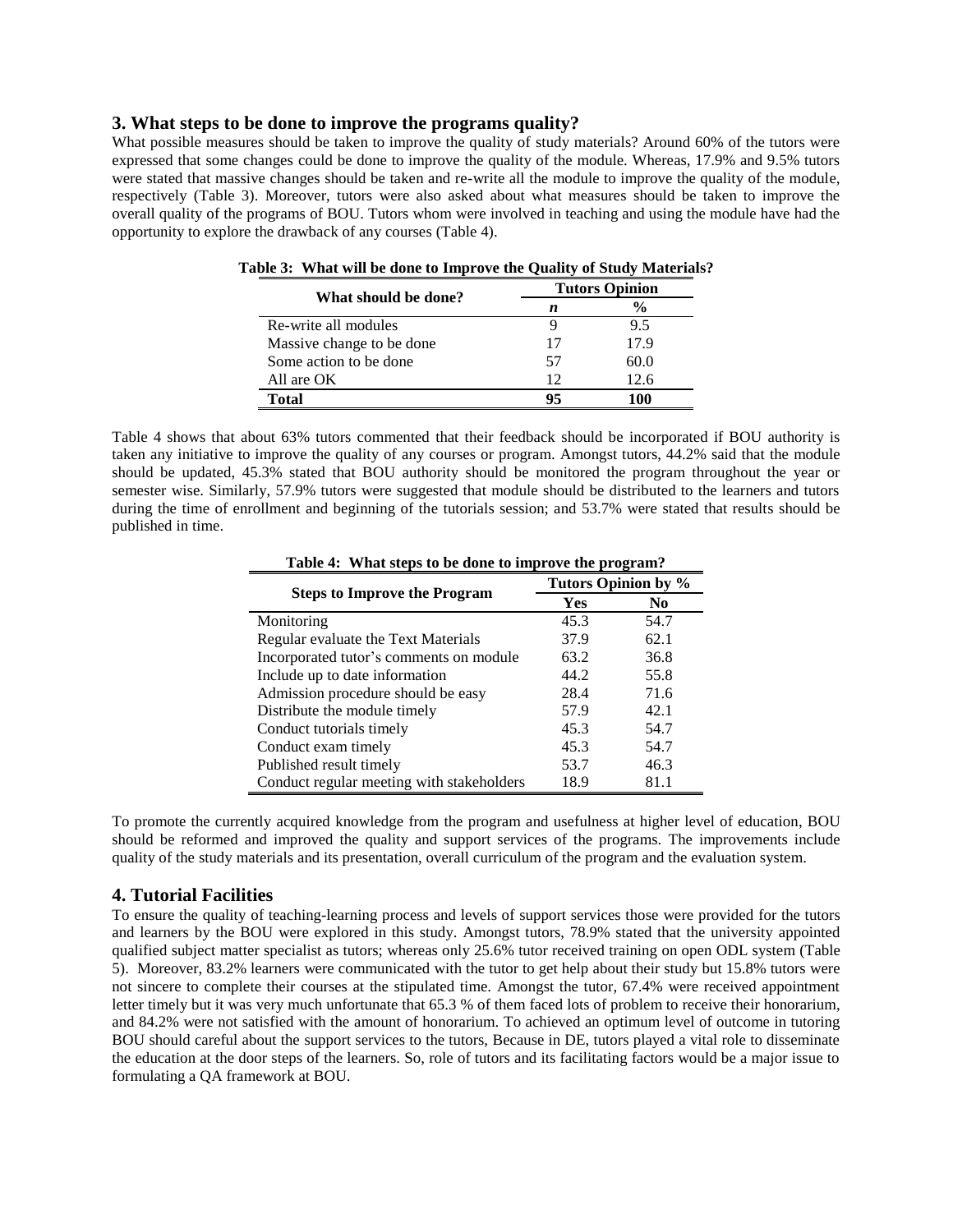## 3. What steps to be done to improve the programs quality?

What possible measures should be taken to improve the quality of study materials? Around 60% of the tutors were expressed that some changes could be done to improve the quality of the module. Whereas, 17.9% and 9.5% tutors were stated that massive changes should be taken and re-write all the module to improve the quality of the module, respectively (Table 3). Moreover, tutors were also asked about what measures should be taken to improve the overall quality of the programs of BOU. Tutors whom were involved in teaching and using the module have had the opportunity to explore the drawback of any courses (Table 4).

**Table 3: What will be done to Improve the Quality of Study Materials?**

| What should be done? | Tutors Opinion | |
|---|---|---|
| | *n* | % |
| Re-write all modules | 9 | 9.5 |
| Massive change to be done | 17 | 17.9 |
| Some action to be done | 57 | 60.0 |
| All are OK | 12 | 12.6 |
| **Total** | **95** | **100** |

Table 4 shows that about 63% tutors commented that their feedback should be incorporated if BOU authority is taken any initiative to improve the quality of any courses or program. Amongst tutors, 44.2% said that the module should be updated, 45.3% stated that BOU authority should be monitored the program throughout the year or semester wise. Similarly, 57.9% tutors were suggested that module should be distributed to the learners and tutors during the time of enrollment and beginning of the tutorials session; and 53.7% were stated that results should be published in time.

**Table 4: What steps to be done to improve the program?**

| Steps to Improve the Program | Tutors Opinion by % | |
|---|---|---|
| | Yes | No |
| Monitoring | 45.3 | 54.7 |
| Regular evaluate the Text Materials | 37.9 | 62.1 |
| Incorporated tutor's comments on module | 63.2 | 36.8 |
| Include up to date information | 44.2 | 55.8 |
| Admission procedure should be easy | 28.4 | 71.6 |
| Distribute the module timely | 57.9 | 42.1 |
| Conduct tutorials timely | 45.3 | 54.7 |
| Conduct exam timely | 45.3 | 54.7 |
| Published result timely | 53.7 | 46.3 |
| Conduct regular meeting with stakeholders | 18.9 | 81.1 |

To promote the currently acquired knowledge from the program and usefulness at higher level of education, BOU should be reformed and improved the quality and support services of the programs. The improvements include quality of the study materials and its presentation, overall curriculum of the program and the evaluation system.

## 4. Tutorial Facilities

To ensure the quality of teaching-learning process and levels of support services those were provided for the tutors and learners by the BOU were explored in this study. Amongst tutors, 78.9% stated that the university appointed qualified subject matter specialist as tutors; whereas only 25.6% tutor received training on open ODL system (Table 5). Moreover, 83.2% learners were communicated with the tutor to get help about their study but 15.8% tutors were not sincere to complete their courses at the stipulated time. Amongst the tutor, 67.4% were received appointment letter timely but it was very much unfortunate that 65.3 % of them faced lots of problem to receive their honorarium, and 84.2% were not satisfied with the amount of honorarium. To achieved an optimum level of outcome in tutoring BOU should careful about the support services to the tutors, Because in DE, tutors played a vital role to disseminate the education at the door steps of the learners. So, role of tutors and its facilitating factors would be a major issue to formulating a QA framework at BOU.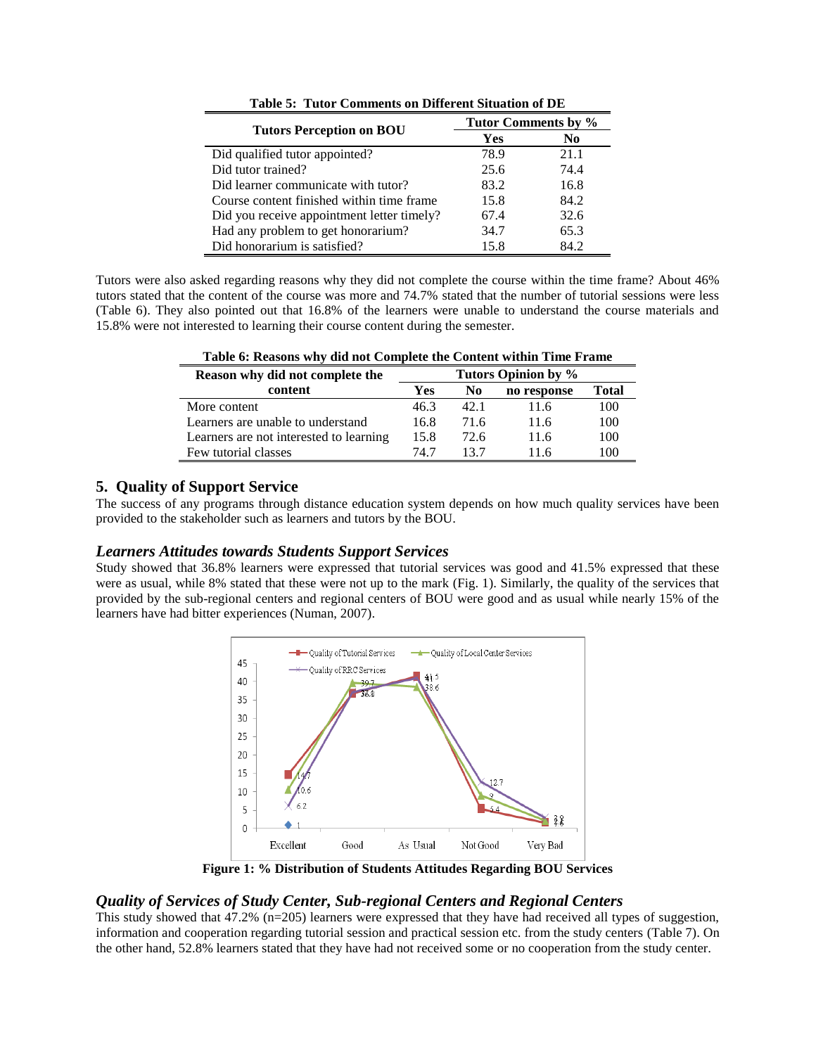Table 5: Tutor Comments on Different Situation of DE

| Tutors Perception on BOU | Tutor Comments by % | |
|---|---|---|
| | Yes | No |
| Did qualified tutor appointed? | 78.9 | 21.1 |
| Did tutor trained? | 25.6 | 74.4 |
| Did learner communicate with tutor? | 83.2 | 16.8 |
| Course content finished within time frame | 15.8 | 84.2 |
| Did you receive appointment letter timely? | 67.4 | 32.6 |
| Had any problem to get honorarium? | 34.7 | 65.3 |
| Did honorarium is satisfied? | 15.8 | 84.2 |

Tutors were also asked regarding reasons why they did not complete the course within the time frame? About 46% tutors stated that the content of the course was more and 74.7% stated that the number of tutorial sessions were less (Table 6). They also pointed out that 16.8% of the learners were unable to understand the course materials and 15.8% were not interested to learning their course content during the semester.

Table 6: Reasons why did not Complete the Content within Time Frame

| Reason why did not complete the content | Tutors Opinion by % | | | |
|---|---|---|---|---|
| | Yes | No | no response | Total |
| More content | 46.3 | 42.1 | 11.6 | 100 |
| Learners are unable to understand | 16.8 | 71.6 | 11.6 | 100 |
| Learners are not interested to learning | 15.8 | 72.6 | 11.6 | 100 |
| Few tutorial classes | 74.7 | 13.7 | 11.6 | 100 |

## 5. Quality of Support Service

The success of any programs through distance education system depends on how much quality services have been provided to the stakeholder such as learners and tutors by the BOU.

### *Learners Attitudes towards Students Support Services*

Study showed that 36.8% learners were expressed that tutorial services was good and 41.5% expressed that these were as usual, while 8% stated that these were not up to the mark (Fig. 1). Similarly, the quality of the services that provided by the sub-regional centers and regional centers of BOU were good and as usual while nearly 15% of the learners have had bitter experiences (Numan, 2007).

**Figure 1: % Distribution of Students Attitudes Regarding BOU Services**

### *Quality of Services of Study Center, Sub-regional Centers and Regional Centers*

This study showed that 47.2% (n=205) learners were expressed that they have had received all types of suggestion, information and cooperation regarding tutorial session and practical session etc. from the study centers (Table 7). On the other hand, 52.8% learners stated that they have had not received some or no cooperation from the study center.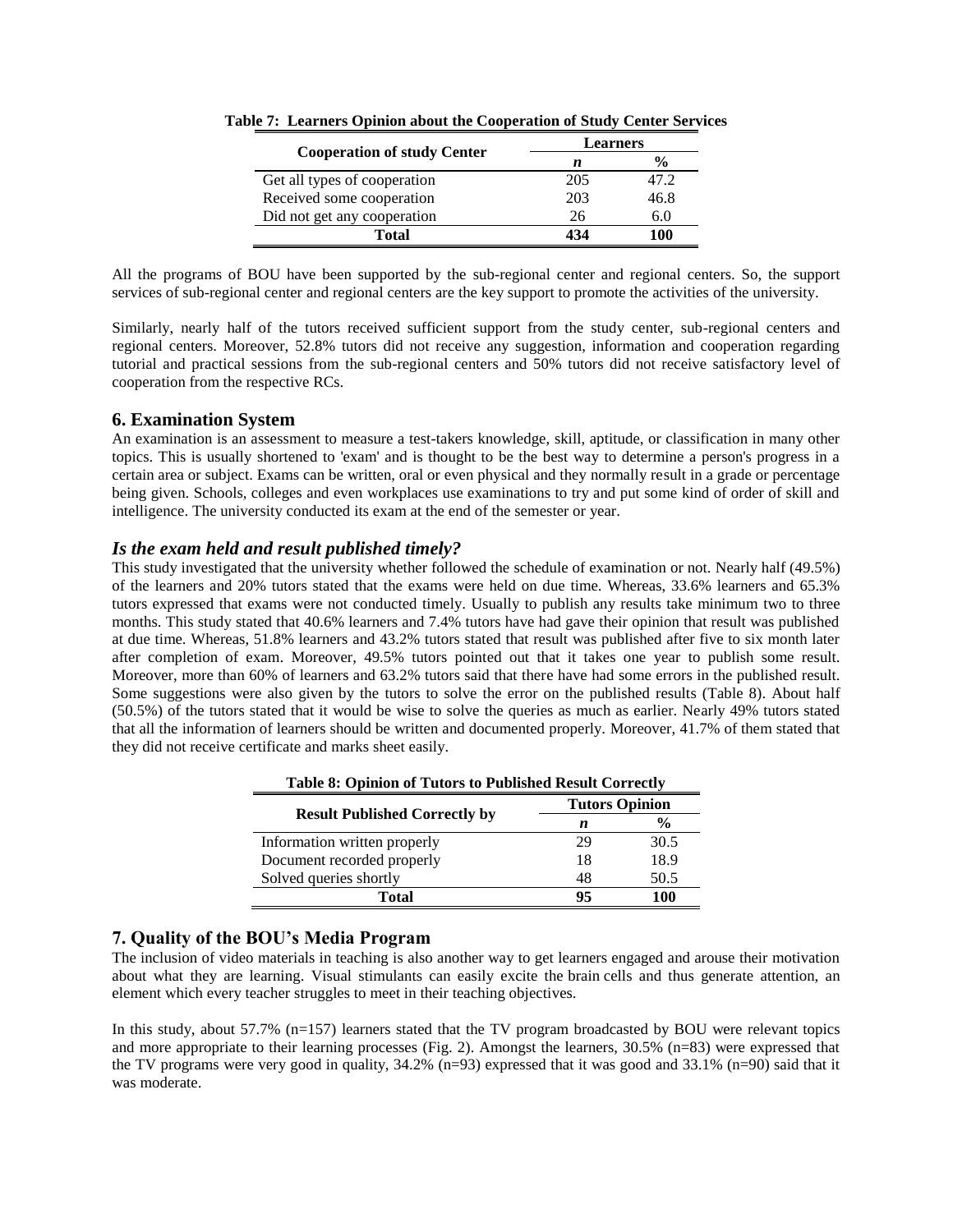**Table 7: Learners Opinion about the Cooperation of Study Center Services**

| Cooperation of study Center | Learners | |
|---|---|---|
| | *n* | % |
| Get all types of cooperation | 205 | 47.2 |
| Received some cooperation | 203 | 46.8 |
| Did not get any cooperation | 26 | 6.0 |
| **Total** | **434** | **100** |

All the programs of BOU have been supported by the sub-regional center and regional centers. So, the support services of sub-regional center and regional centers are the key support to promote the activities of the university.

Similarly, nearly half of the tutors received sufficient support from the study center, sub-regional centers and regional centers. Moreover, 52.8% tutors did not receive any suggestion, information and cooperation regarding tutorial and practical sessions from the sub-regional centers and 50% tutors did not receive satisfactory level of cooperation from the respective RCs.

## 6. Examination System

An examination is an assessment to measure a test-takers knowledge, skill, aptitude, or classification in many other topics. This is usually shortened to 'exam' and is thought to be the best way to determine a person's progress in a certain area or subject. Exams can be written, oral or even physical and they normally result in a grade or percentage being given. Schools, colleges and even workplaces use examinations to try and put some kind of order of skill and intelligence. The university conducted its exam at the end of the semester or year.

### *Is the exam held and result published timely?*

This study investigated that the university whether followed the schedule of examination or not. Nearly half (49.5%) of the learners and 20% tutors stated that the exams were held on due time. Whereas, 33.6% learners and 65.3% tutors expressed that exams were not conducted timely. Usually to publish any results take minimum two to three months. This study stated that 40.6% learners and 7.4% tutors have had gave their opinion that result was published at due time. Whereas, 51.8% learners and 43.2% tutors stated that result was published after five to six month later after completion of exam. Moreover, 49.5% tutors pointed out that it takes one year to publish some result. Moreover, more than 60% of learners and 63.2% tutors said that there have had some errors in the published result. Some suggestions were also given by the tutors to solve the error on the published results (Table 8). About half (50.5%) of the tutors stated that it would be wise to solve the queries as much as earlier. Nearly 49% tutors stated that all the information of learners should be written and documented properly. Moreover, 41.7% of them stated that they did not receive certificate and marks sheet easily.

**Table 8: Opinion of Tutors to Published Result Correctly**

| Result Published Correctly by | Tutors Opinion | |
|---|---|---|
| | *n* | % |
| Information written properly | 29 | 30.5 |
| Document recorded properly | 18 | 18.9 |
| Solved queries shortly | 48 | 50.5 |
| **Total** | **95** | **100** |

## 7. Quality of the BOU's Media Program

The inclusion of video materials in teaching is also another way to get learners engaged and arouse their motivation about what they are learning. Visual stimulants can easily excite the brain cells and thus generate attention, an element which every teacher struggles to meet in their teaching objectives.

In this study, about 57.7% (n=157) learners stated that the TV program broadcasted by BOU were relevant topics and more appropriate to their learning processes (Fig. 2). Amongst the learners, 30.5% (n=83) were expressed that the TV programs were very good in quality, 34.2% (n=93) expressed that it was good and 33.1% (n=90) said that it was moderate.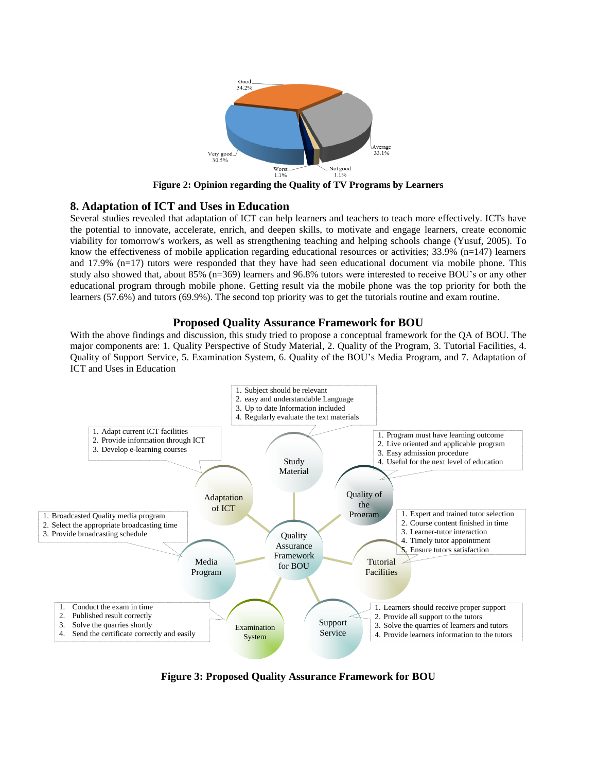Figure 2: Opinion regarding the Quality of TV Programs by Learners

## 8. Adaptation of ICT and Uses in Education

Several studies revealed that adaptation of ICT can help learners and teachers to teach more effectively. ICTs have the potential to innovate, accelerate, enrich, and deepen skills, to motivate and engage learners, create economic viability for tomorrow's workers, as well as strengthening teaching and helping schools change (Yusuf, 2005). To know the effectiveness of mobile application regarding educational resources or activities; 33.9% (n=147) learners and 17.9% (n=17) tutors were responded that they have had seen educational document via mobile phone. This study also showed that, about 85% (n=369) learners and 96.8% tutors were interested to receive BOU's or any other educational program through mobile phone. Getting result via the mobile phone was the top priority for both the learners (57.6%) and tutors (69.9%). The second top priority was to get the tutorials routine and exam routine.

## Proposed Quality Assurance Framework for BOU

With the above findings and discussion, this study tried to propose a conceptual framework for the QA of BOU. The major components are: 1. Quality Perspective of Study Material, 2. Quality of the Program, 3. Tutorial Facilities, 4. Quality of Support Service, 5. Examination System, 6. Quality of the BOU's Media Program, and 7. Adaptation of ICT and Uses in Education

Figure 3: Proposed Quality Assurance Framework for BOU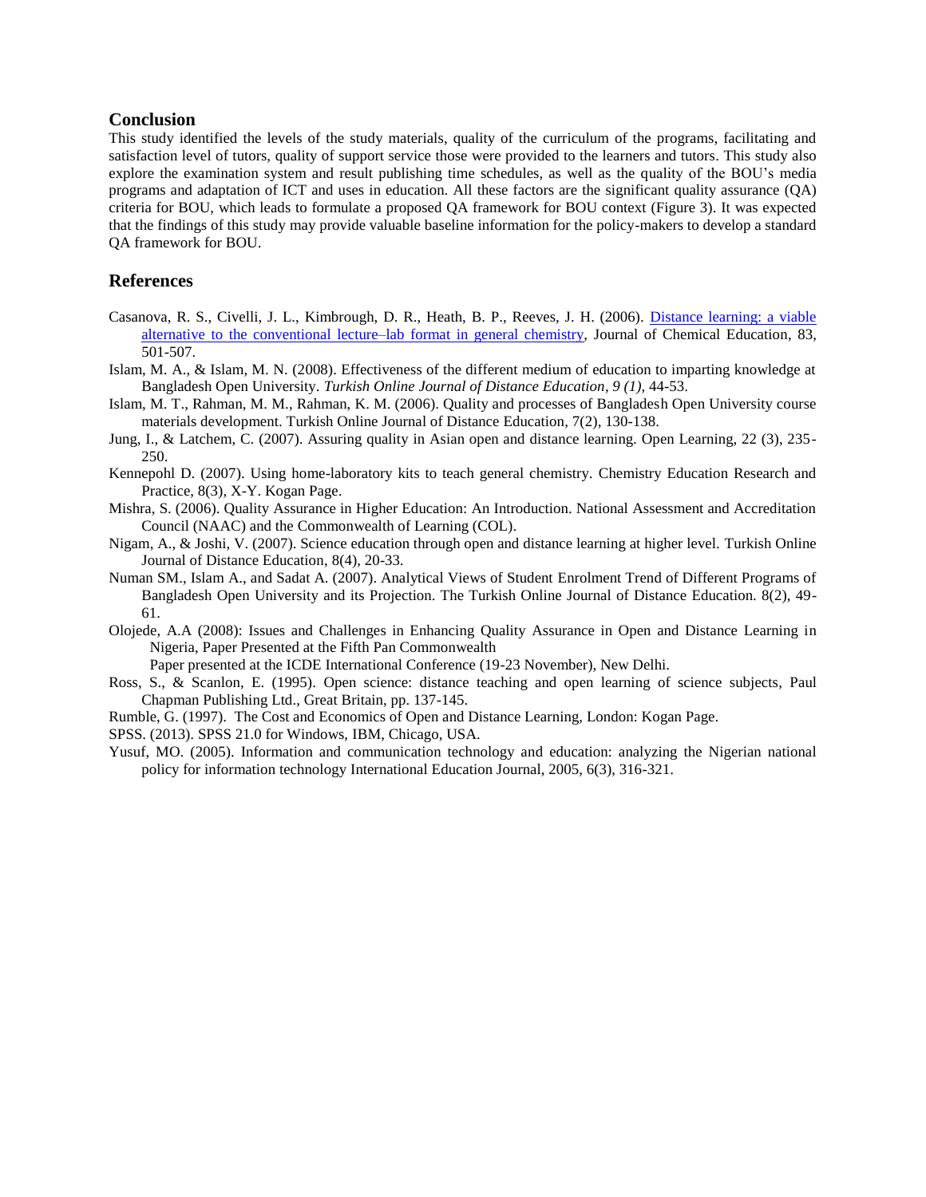## Conclusion

This study identified the levels of the study materials, quality of the curriculum of the programs, facilitating and satisfaction level of tutors, quality of support service those were provided to the learners and tutors. This study also explore the examination system and result publishing time schedules, as well as the quality of the BOU's media programs and adaptation of ICT and uses in education. All these factors are the significant quality assurance (QA) criteria for BOU, which leads to formulate a proposed QA framework for BOU context (Figure 3). It was expected that the findings of this study may provide valuable baseline information for the policy-makers to develop a standard QA framework for BOU.

## References

Casanova, R. S., Civelli, J. L., Kimbrough, D. R., Heath, B. P., Reeves, J. H. (2006). Distance learning: a viable alternative to the conventional lecture–lab format in general chemistry, Journal of Chemical Education, 83, 501-507.

Islam, M. A., & Islam, M. N. (2008). Effectiveness of the different medium of education to imparting knowledge at Bangladesh Open University. *Turkish Online Journal of Distance Education*, *9 (1)*, 44-53.

Islam, M. T., Rahman, M. M., Rahman, K. M. (2006). Quality and processes of Bangladesh Open University course materials development. Turkish Online Journal of Distance Education, 7(2), 130-138.

Jung, I., & Latchem, C. (2007). Assuring quality in Asian open and distance learning. Open Learning, 22 (3), 235-250.

Kennepohl D. (2007). Using home-laboratory kits to teach general chemistry. Chemistry Education Research and Practice, 8(3), X-Y. Kogan Page.

Mishra, S. (2006). Quality Assurance in Higher Education: An Introduction. National Assessment and Accreditation Council (NAAC) and the Commonwealth of Learning (COL).

Nigam, A., & Joshi, V. (2007). Science education through open and distance learning at higher level. Turkish Online Journal of Distance Education, 8(4), 20-33.

Numan SM., Islam A., and Sadat A. (2007). Analytical Views of Student Enrolment Trend of Different Programs of Bangladesh Open University and its Projection. The Turkish Online Journal of Distance Education. 8(2), 49-61.

Olojede, A.A (2008): Issues and Challenges in Enhancing Quality Assurance in Open and Distance Learning in Nigeria, Paper Presented at the Fifth Pan Commonwealth
Paper presented at the ICDE International Conference (19-23 November), New Delhi.

Ross, S., & Scanlon, E. (1995). Open science: distance teaching and open learning of science subjects, Paul Chapman Publishing Ltd., Great Britain, pp. 137-145.

Rumble, G. (1997). The Cost and Economics of Open and Distance Learning, London: Kogan Page.

SPSS. (2013). SPSS 21.0 for Windows, IBM, Chicago, USA.

Yusuf, MO. (2005). Information and communication technology and education: analyzing the Nigerian national policy for information technology International Education Journal, 2005, 6(3), 316-321.